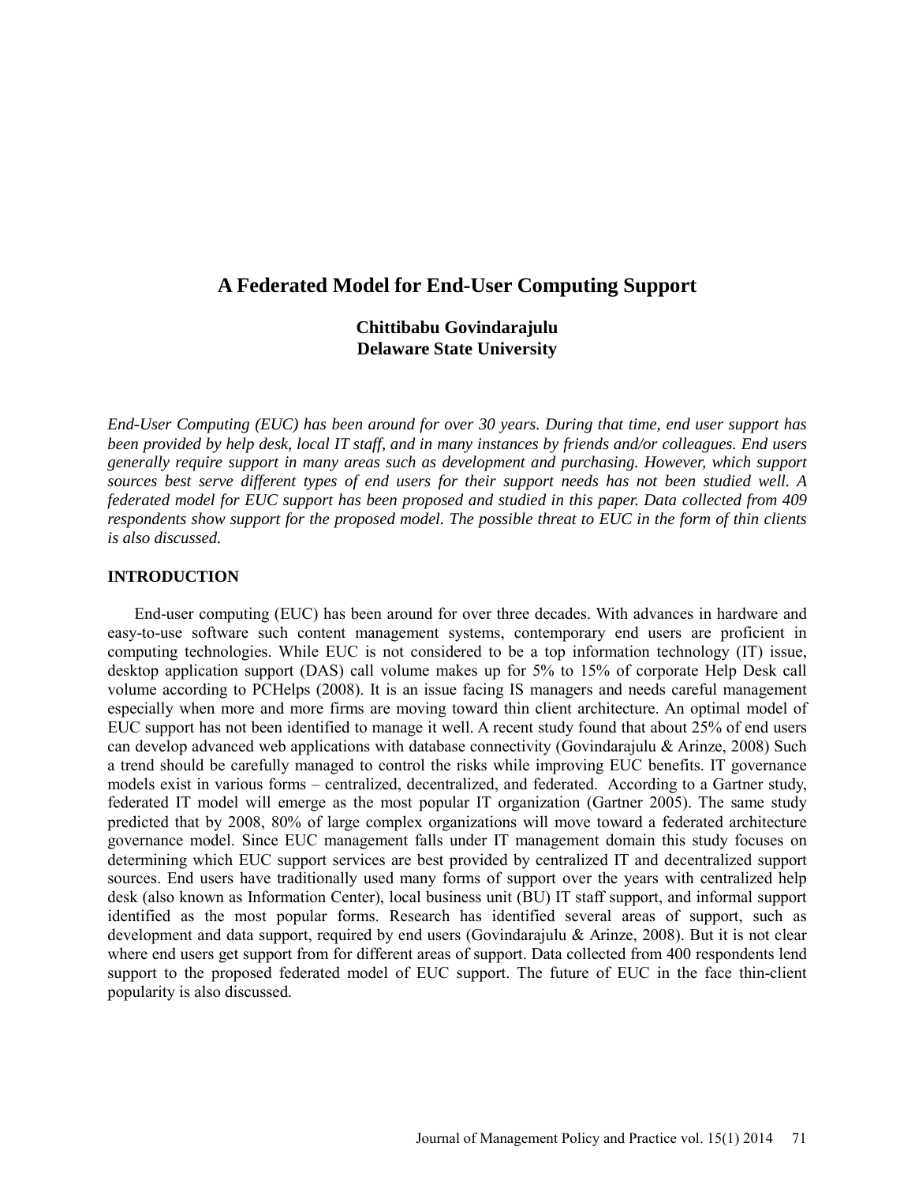# A Federated Model for End-User Computing Support

**Chittibabu Govindarajulu**
**Delaware State University**

*End-User Computing (EUC) has been around for over 30 years. During that time, end user support has been provided by help desk, local IT staff, and in many instances by friends and/or colleagues. End users generally require support in many areas such as development and purchasing. However, which support sources best serve different types of end users for their support needs has not been studied well. A federated model for EUC support has been proposed and studied in this paper. Data collected from 409 respondents show support for the proposed model. The possible threat to EUC in the form of thin clients is also discussed.*

## INTRODUCTION

End-user computing (EUC) has been around for over three decades. With advances in hardware and easy-to-use software such content management systems, contemporary end users are proficient in computing technologies. While EUC is not considered to be a top information technology (IT) issue, desktop application support (DAS) call volume makes up for 5% to 15% of corporate Help Desk call volume according to PCHelps (2008). It is an issue facing IS managers and needs careful management especially when more and more firms are moving toward thin client architecture. An optimal model of EUC support has not been identified to manage it well. A recent study found that about 25% of end users can develop advanced web applications with database connectivity (Govindarajulu & Arinze, 2008) Such a trend should be carefully managed to control the risks while improving EUC benefits. IT governance models exist in various forms – centralized, decentralized, and federated. According to a Gartner study, federated IT model will emerge as the most popular IT organization (Gartner 2005). The same study predicted that by 2008, 80% of large complex organizations will move toward a federated architecture governance model. Since EUC management falls under IT management domain this study focuses on determining which EUC support services are best provided by centralized IT and decentralized support sources. End users have traditionally used many forms of support over the years with centralized help desk (also known as Information Center), local business unit (BU) IT staff support, and informal support identified as the most popular forms. Research has identified several areas of support, such as development and data support, required by end users (Govindarajulu & Arinze, 2008). But it is not clear where end users get support from for different areas of support. Data collected from 400 respondents lend support to the proposed federated model of EUC support. The future of EUC in the face thin-client popularity is also discussed.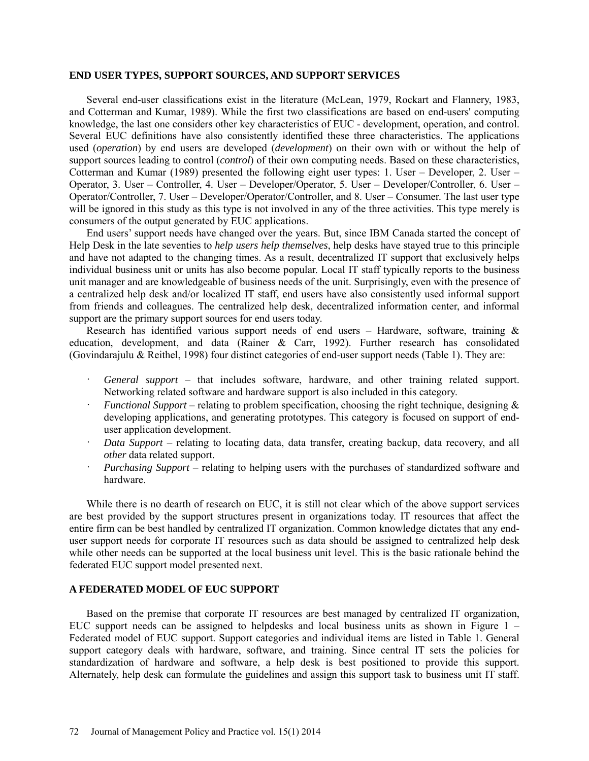## END USER TYPES, SUPPORT SOURCES, AND SUPPORT SERVICES

Several end-user classifications exist in the literature (McLean, 1979, Rockart and Flannery, 1983, and Cotterman and Kumar, 1989). While the first two classifications are based on end-users' computing knowledge, the last one considers other key characteristics of EUC - development, operation, and control. Several EUC definitions have also consistently identified these three characteristics. The applications used (*operation*) by end users are developed (*development*) on their own with or without the help of support sources leading to control (*control*) of their own computing needs. Based on these characteristics, Cotterman and Kumar (1989) presented the following eight user types: 1. User – Developer, 2. User – Operator, 3. User – Controller, 4. User – Developer/Operator, 5. User – Developer/Controller, 6. User – Operator/Controller, 7. User – Developer/Operator/Controller, and 8. User – Consumer. The last user type will be ignored in this study as this type is not involved in any of the three activities. This type merely is consumers of the output generated by EUC applications.

End users' support needs have changed over the years. But, since IBM Canada started the concept of Help Desk in the late seventies to *help users help themselves*, help desks have stayed true to this principle and have not adapted to the changing times. As a result, decentralized IT support that exclusively helps individual business unit or units has also become popular. Local IT staff typically reports to the business unit manager and are knowledgeable of business needs of the unit. Surprisingly, even with the presence of a centralized help desk and/or localized IT staff, end users have also consistently used informal support from friends and colleagues. The centralized help desk, decentralized information center, and informal support are the primary support sources for end users today.

Research has identified various support needs of end users – Hardware, software, training & education, development, and data (Rainer & Carr, 1992). Further research has consolidated (Govindarajulu & Reithel, 1998) four distinct categories of end-user support needs (Table 1). They are:

- *General support* – that includes software, hardware, and other training related support. Networking related software and hardware support is also included in this category.
- *Functional Support* – relating to problem specification, choosing the right technique, designing & developing applications, and generating prototypes. This category is focused on support of end-user application development.
- *Data Support* – relating to locating data, data transfer, creating backup, data recovery, and all *other* data related support.
- *Purchasing Support* – relating to helping users with the purchases of standardized software and hardware.

While there is no dearth of research on EUC, it is still not clear which of the above support services are best provided by the support structures present in organizations today. IT resources that affect the entire firm can be best handled by centralized IT organization. Common knowledge dictates that any end-user support needs for corporate IT resources such as data should be assigned to centralized help desk while other needs can be supported at the local business unit level. This is the basic rationale behind the federated EUC support model presented next.

## A FEDERATED MODEL OF EUC SUPPORT

Based on the premise that corporate IT resources are best managed by centralized IT organization, EUC support needs can be assigned to helpdesks and local business units as shown in Figure 1 – Federated model of EUC support. Support categories and individual items are listed in Table 1. General support category deals with hardware, software, and training. Since central IT sets the policies for standardization of hardware and software, a help desk is best positioned to provide this support. Alternately, help desk can formulate the guidelines and assign this support task to business unit IT staff.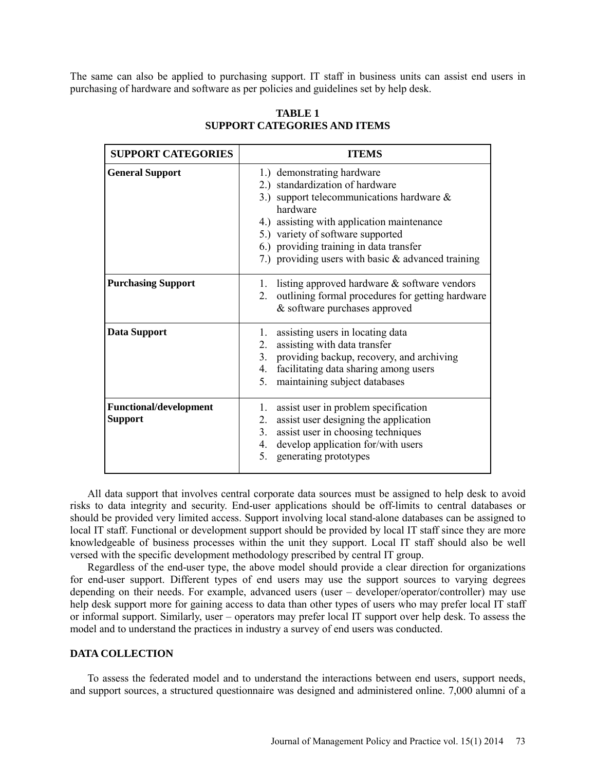The same can also be applied to purchasing support. IT staff in business units can assist end users in purchasing of hardware and software as per policies and guidelines set by help desk.

**TABLE 1**
**SUPPORT CATEGORIES AND ITEMS**

| SUPPORT CATEGORIES | ITEMS |
|---|---|
| **General Support** | 1.) demonstrating hardware<br>2.) standardization of hardware<br>3.) support telecommunications hardware & hardware<br>4.) assisting with application maintenance<br>5.) variety of software supported<br>6.) providing training in data transfer<br>7.) providing users with basic & advanced training |
| **Purchasing Support** | 1. listing approved hardware & software vendors<br>2. outlining formal procedures for getting hardware & software purchases approved |
| **Data Support** | 1. assisting users in locating data<br>2. assisting with data transfer<br>3. providing backup, recovery, and archiving<br>4. facilitating data sharing among users<br>5. maintaining subject databases |
| **Functional/development Support** | 1. assist user in problem specification<br>2. assist user designing the application<br>3. assist user in choosing techniques<br>4. develop application for/with users<br>5. generating prototypes |

All data support that involves central corporate data sources must be assigned to help desk to avoid risks to data integrity and security. End-user applications should be off-limits to central databases or should be provided very limited access. Support involving local stand-alone databases can be assigned to local IT staff. Functional or development support should be provided by local IT staff since they are more knowledgeable of business processes within the unit they support. Local IT staff should also be well versed with the specific development methodology prescribed by central IT group.

Regardless of the end-user type, the above model should provide a clear direction for organizations for end-user support. Different types of end users may use the support sources to varying degrees depending on their needs. For example, advanced users (user – developer/operator/controller) may use help desk support more for gaining access to data than other types of users who may prefer local IT staff or informal support. Similarly, user – operators may prefer local IT support over help desk. To assess the model and to understand the practices in industry a survey of end users was conducted.

## DATA COLLECTION

To assess the federated model and to understand the interactions between end users, support needs, and support sources, a structured questionnaire was designed and administered online. 7,000 alumni of a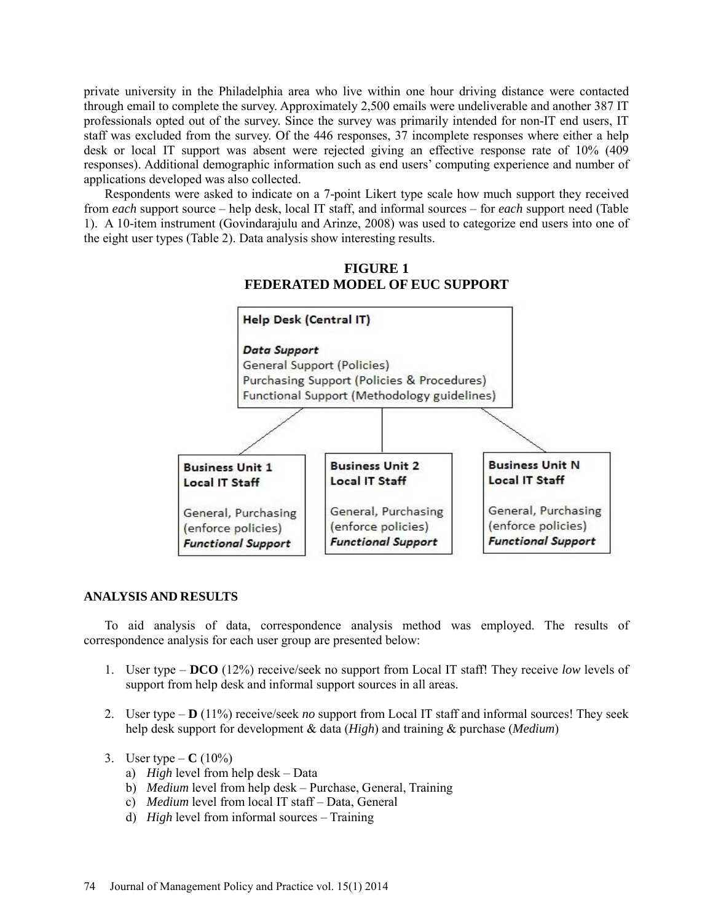private university in the Philadelphia area who live within one hour driving distance were contacted through email to complete the survey. Approximately 2,500 emails were undeliverable and another 387 IT professionals opted out of the survey. Since the survey was primarily intended for non-IT end users, IT staff was excluded from the survey. Of the 446 responses, 37 incomplete responses where either a help desk or local IT support was absent were rejected giving an effective response rate of 10% (409 responses). Additional demographic information such as end users' computing experience and number of applications developed was also collected.

Respondents were asked to indicate on a 7-point Likert type scale how much support they received from *each* support source – help desk, local IT staff, and informal sources – for *each* support need (Table 1). A 10-item instrument (Govindarajulu and Arinze, 2008) was used to categorize end users into one of the eight user types (Table 2). Data analysis show interesting results.

**FIGURE 1**
**FEDERATED MODEL OF EUC SUPPORT**

**Help Desk (Central IT)**

***Data Support***
General Support (Policies)
Purchasing Support (Policies & Procedures)
Functional Support (Methodology guidelines)

| **Business Unit 1 Local IT Staff** | **Business Unit 2 Local IT Staff** | **Business Unit N Local IT Staff** |
|---|---|---|
| General, Purchasing (enforce policies) ***Functional Support*** | General, Purchasing (enforce policies) ***Functional Support*** | General, Purchasing (enforce policies) ***Functional Support*** |

## ANALYSIS AND RESULTS

To aid analysis of data, correspondence analysis method was employed. The results of correspondence analysis for each user group are presented below:

1. User type – **DCO** (12%) receive/seek no support from Local IT staff! They receive *low* levels of support from help desk and informal support sources in all areas.

2. User type – **D** (11%) receive/seek *no* support from Local IT staff and informal sources! They seek help desk support for development & data (*High*) and training & purchase (*Medium*)

3. User type – **C** (10%)
   a) *High* level from help desk – Data
   b) *Medium* level from help desk – Purchase, General, Training
   c) *Medium* level from local IT staff – Data, General
   d) *High* level from informal sources – Training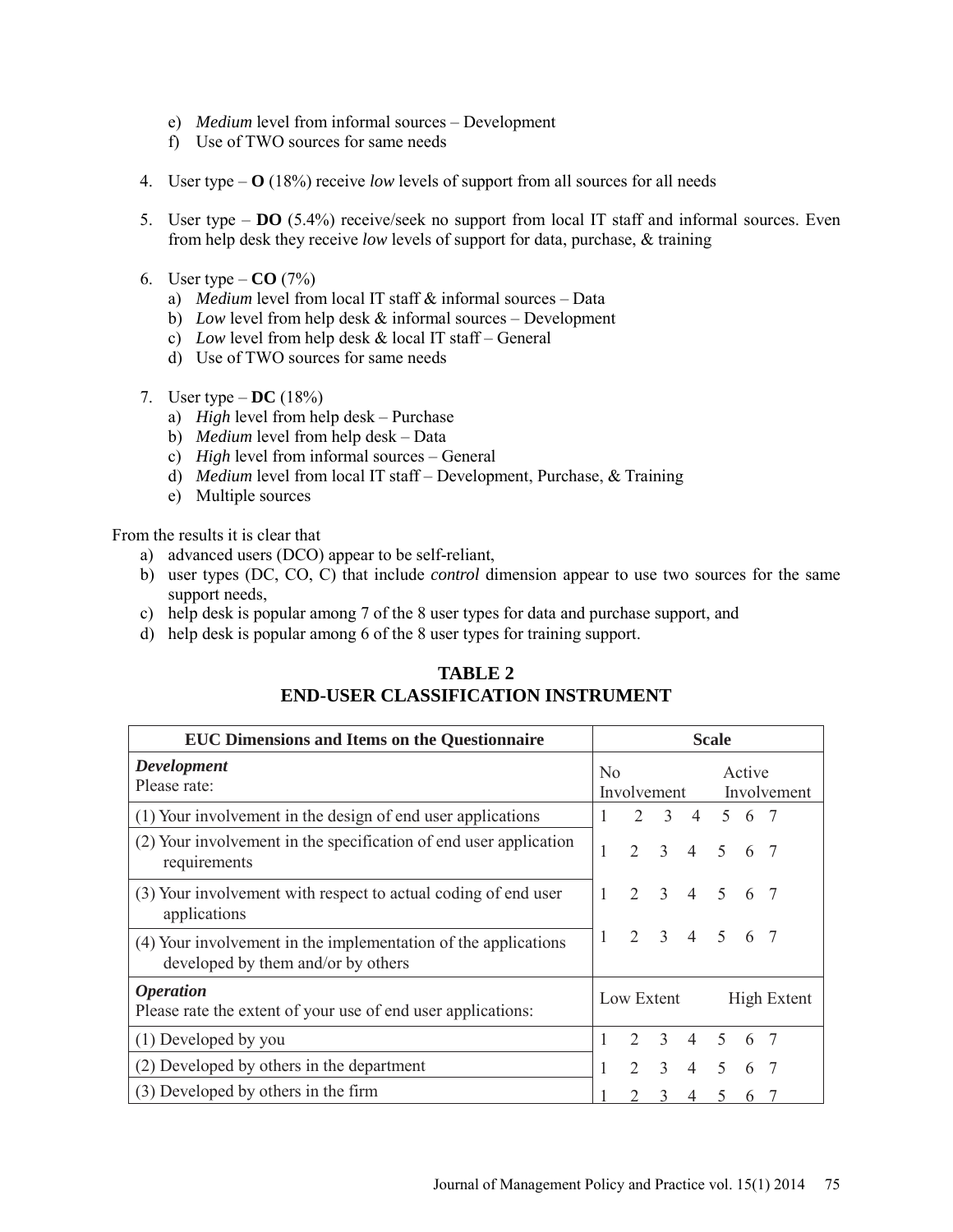e) *Medium* level from informal sources – Development
f) Use of TWO sources for same needs

4. User type – **O** (18%) receive *low* levels of support from all sources for all needs

5. User type – **DO** (5.4%) receive/seek no support from local IT staff and informal sources. Even from help desk they receive *low* levels of support for data, purchase, & training

6. User type – **CO** (7%)
   a) *Medium* level from local IT staff & informal sources – Data
   b) *Low* level from help desk & informal sources – Development
   c) *Low* level from help desk & local IT staff – General
   d) Use of TWO sources for same needs

7. User type – **DC** (18%)
   a) *High* level from help desk – Purchase
   b) *Medium* level from help desk – Data
   c) *High* level from informal sources – General
   d) *Medium* level from local IT staff – Development, Purchase, & Training
   e) Multiple sources

From the results it is clear that

a) advanced users (DCO) appear to be self-reliant,
b) user types (DC, CO, C) that include *control* dimension appear to use two sources for the same support needs,
c) help desk is popular among 7 of the 8 user types for data and purchase support, and
d) help desk is popular among 6 of the 8 user types for training support.

## TABLE 2
## END-USER CLASSIFICATION INSTRUMENT

| EUC Dimensions and Items on the Questionnaire | Scale |
|---|---|
| ***Development***<br>Please rate: | No Involvement &nbsp;&nbsp;&nbsp; Active Involvement |
| (1) Your involvement in the design of end user applications | 1 2 3 4 5 6 7 |
| (2) Your involvement in the specification of end user application requirements | 1 2 3 4 5 6 7 |
| (3) Your involvement with respect to actual coding of end user applications | 1 2 3 4 5 6 7 |
| (4) Your involvement in the implementation of the applications developed by them and/or by others | 1 2 3 4 5 6 7 |
| ***Operation***<br>Please rate the extent of your use of end user applications: | Low Extent &nbsp;&nbsp;&nbsp; High Extent |
| (1) Developed by you | 1 2 3 4 5 6 7 |
| (2) Developed by others in the department | 1 2 3 4 5 6 7 |
| (3) Developed by others in the firm | 1 2 3 4 5 6 7 |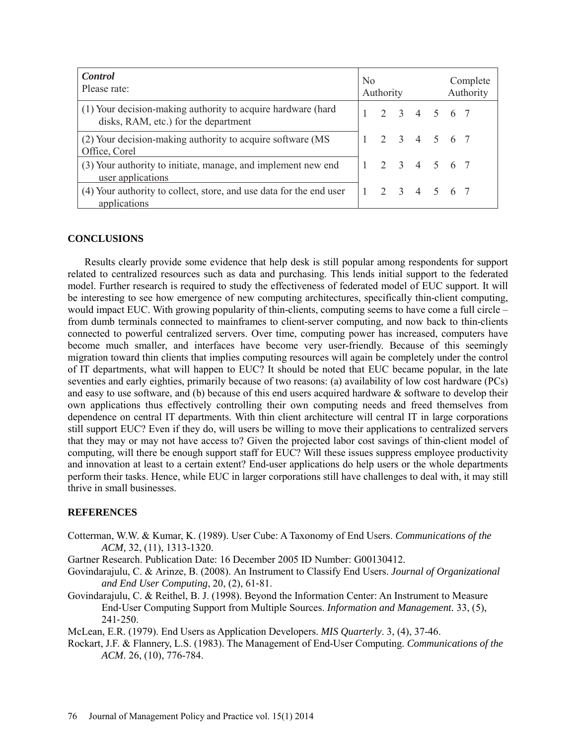| ***Control***<br>Please rate: | No Authority | | | | | | Complete Authority |
|---|---|---|---|---|---|---|---|
| (1) Your decision-making authority to acquire hardware (hard disks, RAM, etc.) for the department | 1 | 2 | 3 | 4 | 5 | 6 | 7 |
| (2) Your decision-making authority to acquire software (MS Office, Corel | 1 | 2 | 3 | 4 | 5 | 6 | 7 |
| (3) Your authority to initiate, manage, and implement new end user applications | 1 | 2 | 3 | 4 | 5 | 6 | 7 |
| (4) Your authority to collect, store, and use data for the end user applications | 1 | 2 | 3 | 4 | 5 | 6 | 7 |

## CONCLUSIONS

Results clearly provide some evidence that help desk is still popular among respondents for support related to centralized resources such as data and purchasing. This lends initial support to the federated model. Further research is required to study the effectiveness of federated model of EUC support. It will be interesting to see how emergence of new computing architectures, specifically thin-client computing, would impact EUC. With growing popularity of thin-clients, computing seems to have come a full circle – from dumb terminals connected to mainframes to client-server computing, and now back to thin-clients connected to powerful centralized servers. Over time, computing power has increased, computers have become much smaller, and interfaces have become very user-friendly. Because of this seemingly migration toward thin clients that implies computing resources will again be completely under the control of IT departments, what will happen to EUC? It should be noted that EUC became popular, in the late seventies and early eighties, primarily because of two reasons: (a) availability of low cost hardware (PCs) and easy to use software, and (b) because of this end users acquired hardware & software to develop their own applications thus effectively controlling their own computing needs and freed themselves from dependence on central IT departments. With thin client architecture will central IT in large corporations still support EUC? Even if they do, will users be willing to move their applications to centralized servers that they may or may not have access to? Given the projected labor cost savings of thin-client model of computing, will there be enough support staff for EUC? Will these issues suppress employee productivity and innovation at least to a certain extent? End-user applications do help users or the whole departments perform their tasks. Hence, while EUC in larger corporations still have challenges to deal with, it may still thrive in small businesses.

## REFERENCES

Cotterman, W.W. & Kumar, K. (1989). User Cube: A Taxonomy of End Users. *Communications of the ACM,* 32, (11), 1313-1320.

Gartner Research. Publication Date: 16 December 2005 ID Number: G00130412.

Govindarajulu, C. & Arinze, B. (2008). An Instrument to Classify End Users. *Journal of Organizational and End User Computing*, 20, (2), 61-81.

Govindarajulu, C. & Reithel, B. J. (1998). Beyond the Information Center: An Instrument to Measure End-User Computing Support from Multiple Sources. *Information and Management.* 33, (5), 241-250.

McLean, E.R. (1979). End Users as Application Developers. *MIS Quarterly*. 3, (4), 37-46.

Rockart, J.F. & Flannery, L.S. (1983). The Management of End-User Computing. *Communications of the ACM*. 26, (10), 776-784.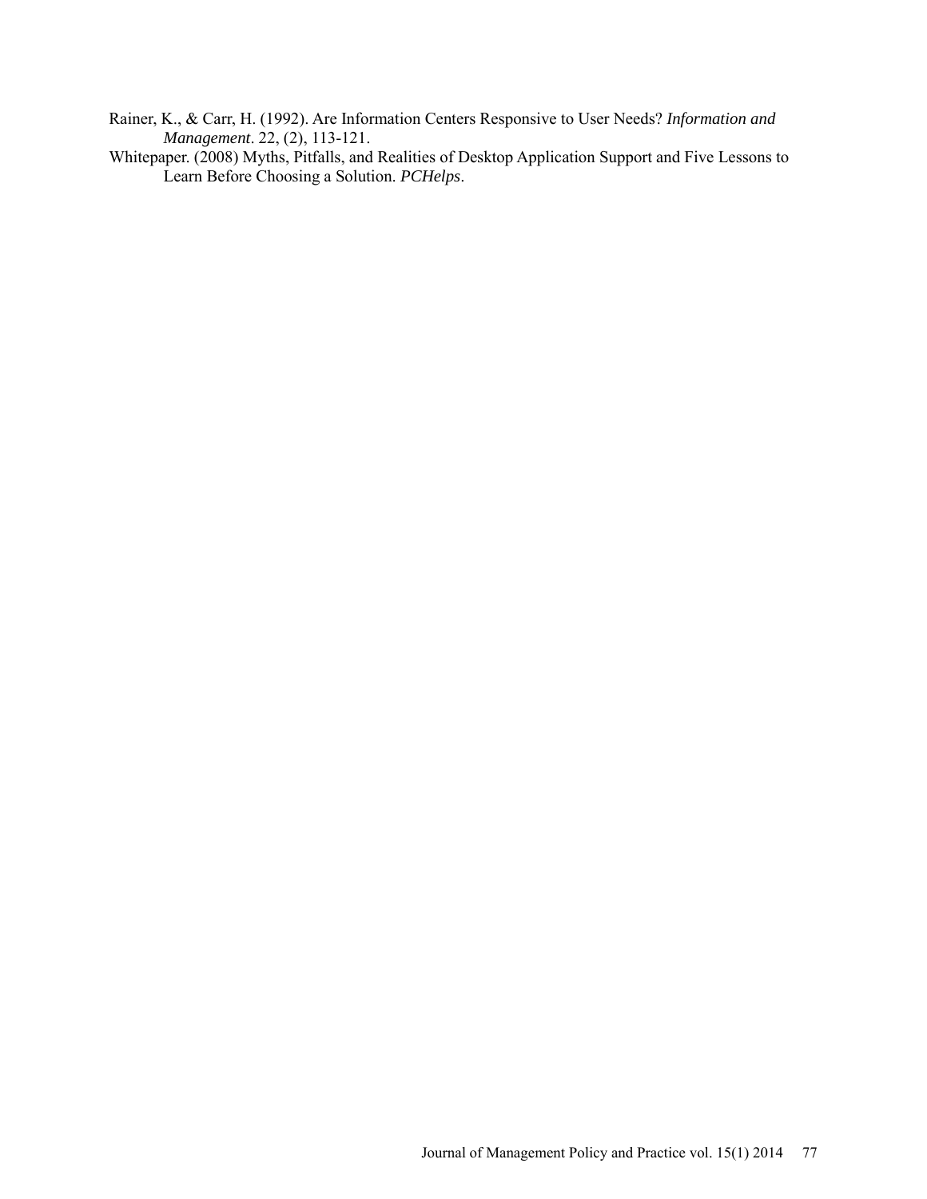Rainer, K., & Carr, H. (1992). Are Information Centers Responsive to User Needs? *Information and Management*. 22, (2), 113-121.

Whitepaper. (2008) Myths, Pitfalls, and Realities of Desktop Application Support and Five Lessons to Learn Before Choosing a Solution. *PCHelps*.